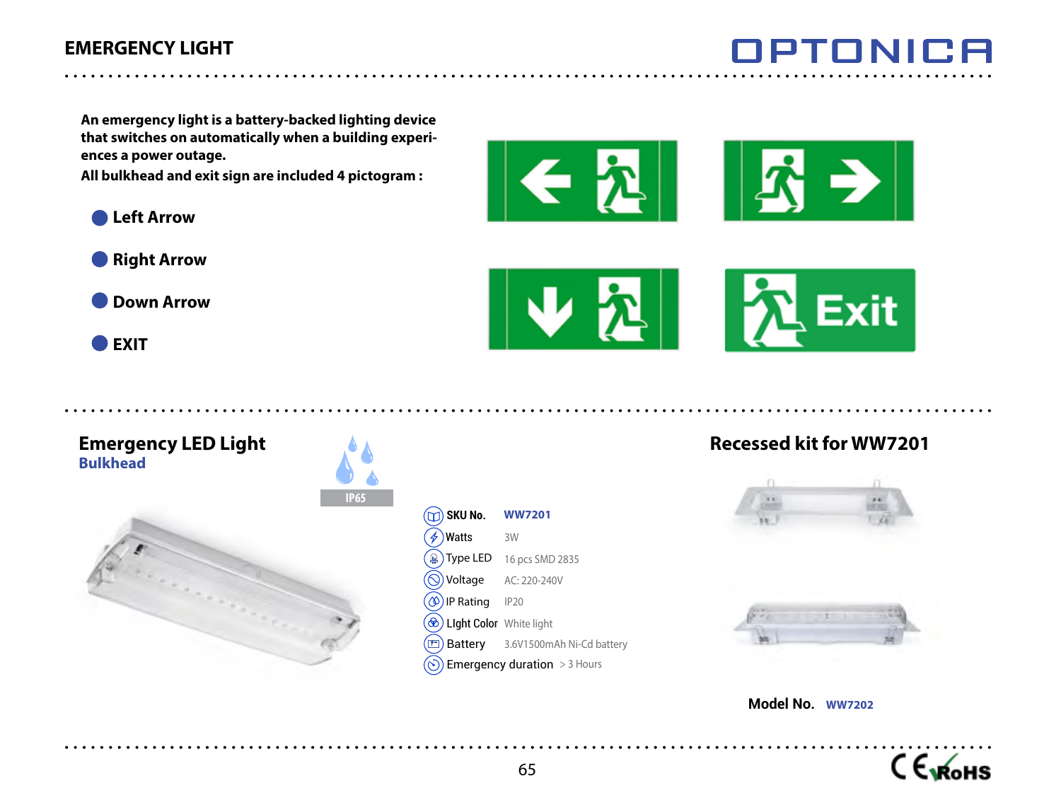# EMERGENCY LIGHT

OPTONICA

**An emergency light is a battery-backed lighting device that switches on automatically when a building experiences a power outage.**
**All bulkhead and exit sign are included 4 pictogram :**

- **Left Arrow**
- **Right Arrow**
- **Down Arrow**
- **EXIT**

Exit

## Emergency LED Light

**Bulkhead**

IP65

| | |
|---|---|
| SKU No. | WW7201 |
| Watts | 3W |
| Type LED | 16 pcs SMD 2835 |
| Voltage | AC: 220-240V |
| IP Rating | IP20 |
| LIght Color | White light |
| Battery | 3.6V1500mAh Ni-Cd battery |
| Emergency duration | > 3 Hours |

## Recessed kit for WW7201

**Model No.** WW7202

CE RoHS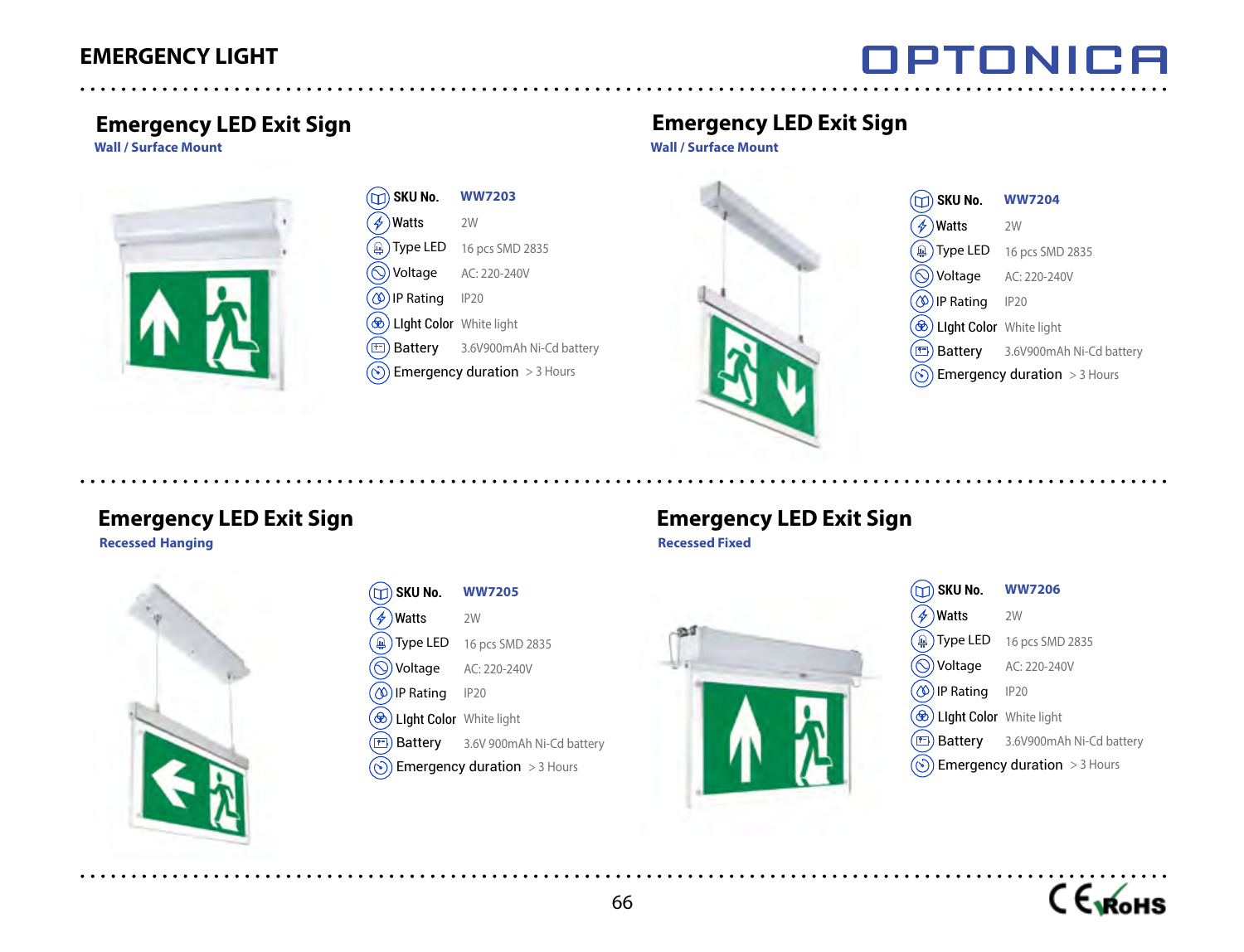# EMERGENCY LIGHT

## Emergency LED Exit Sign

**Wall / Surface Mount**

| | |
|---|---|
| SKU No. | **WW7203** |
| Watts | 2W |
| Type LED | 16 pcs SMD 2835 |
| Voltage | AC: 220-240V |
| IP Rating | IP20 |
| LIght Color | White light |
| Battery | 3.6V900mAh Ni-Cd battery |
| Emergency duration | > 3 Hours |

## Emergency LED Exit Sign

**Wall / Surface Mount**

| | |
|---|---|
| SKU No. | **WW7204** |
| Watts | 2W |
| Type LED | 16 pcs SMD 2835 |
| Voltage | AC: 220-240V |
| IP Rating | IP20 |
| LIght Color | White light |
| Battery | 3.6V900mAh Ni-Cd battery |
| Emergency duration | > 3 Hours |

## Emergency LED Exit Sign

**Recessed Hanging**

| | |
|---|---|
| SKU No. | **WW7205** |
| Watts | 2W |
| Type LED | 16 pcs SMD 2835 |
| Voltage | AC: 220-240V |
| IP Rating | IP20 |
| LIght Color | White light |
| Battery | 3.6V 900mAh Ni-Cd battery |
| Emergency duration | > 3 Hours |

## Emergency LED Exit Sign

**Recessed Fixed**

| | |
|---|---|
| SKU No. | **WW7206** |
| Watts | 2W |
| Type LED | 16 pcs SMD 2835 |
| Voltage | AC: 220-240V |
| IP Rating | IP20 |
| LIght Color | White light |
| Battery | 3.6V900mAh Ni-Cd battery |
| Emergency duration | > 3 Hours |